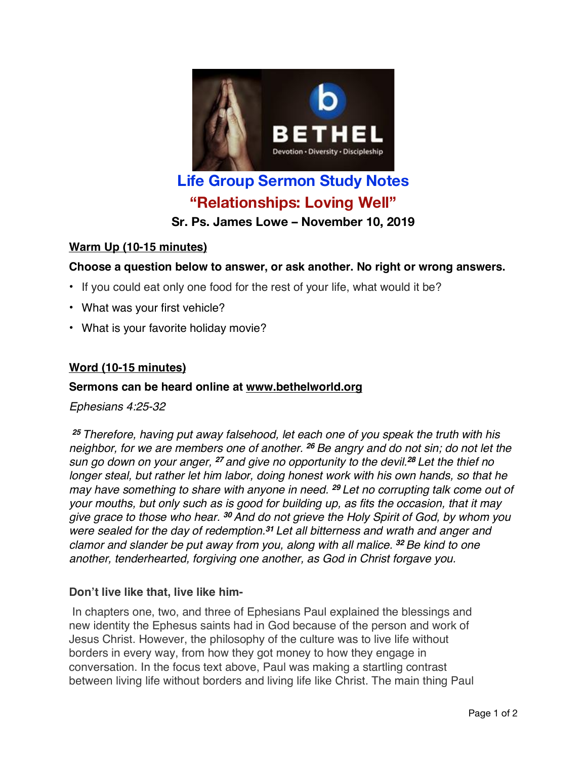# Life Group Sermon Study Notes

## "Relationships: Loving Well"

**Sr. Ps. James Lowe – November 10, 2019**

### Warm Up (10-15 minutes)

**Choose a question below to answer, or ask another. No right or wrong answers.**

- If you could eat only one food for the rest of your life, what would it be?
- What was your first vehicle?
- What is your favorite holiday movie?

### Word (10-15 minutes)

**Sermons can be heard online at www.bethelworld.org**

*Ephesians 4:25-32*

*[25] Therefore, having put away falsehood, let each one of you speak the truth with his neighbor, for we are members one of another. [26] Be angry and do not sin; do not let the sun go down on your anger, [27] and give no opportunity to the devil.[28] Let the thief no longer steal, but rather let him labor, doing honest work with his own hands, so that he may have something to share with anyone in need. [29] Let no corrupting talk come out of your mouths, but only such as is good for building up, as fits the occasion, that it may give grace to those who hear. [30] And do not grieve the Holy Spirit of God, by whom you were sealed for the day of redemption.[31] Let all bitterness and wrath and anger and clamor and slander be put away from you, along with all malice. [32] Be kind to one another, tenderhearted, forgiving one another, as God in Christ forgave you.*

**Don't live like that, live like him-**

In chapters one, two, and three of Ephesians Paul explained the blessings and new identity the Ephesus saints had in God because of the person and work of Jesus Christ. However, the philosophy of the culture was to live life without borders in every way, from how they got money to how they engage in conversation. In the focus text above, Paul was making a startling contrast between living life without borders and living life like Christ. The main thing Paul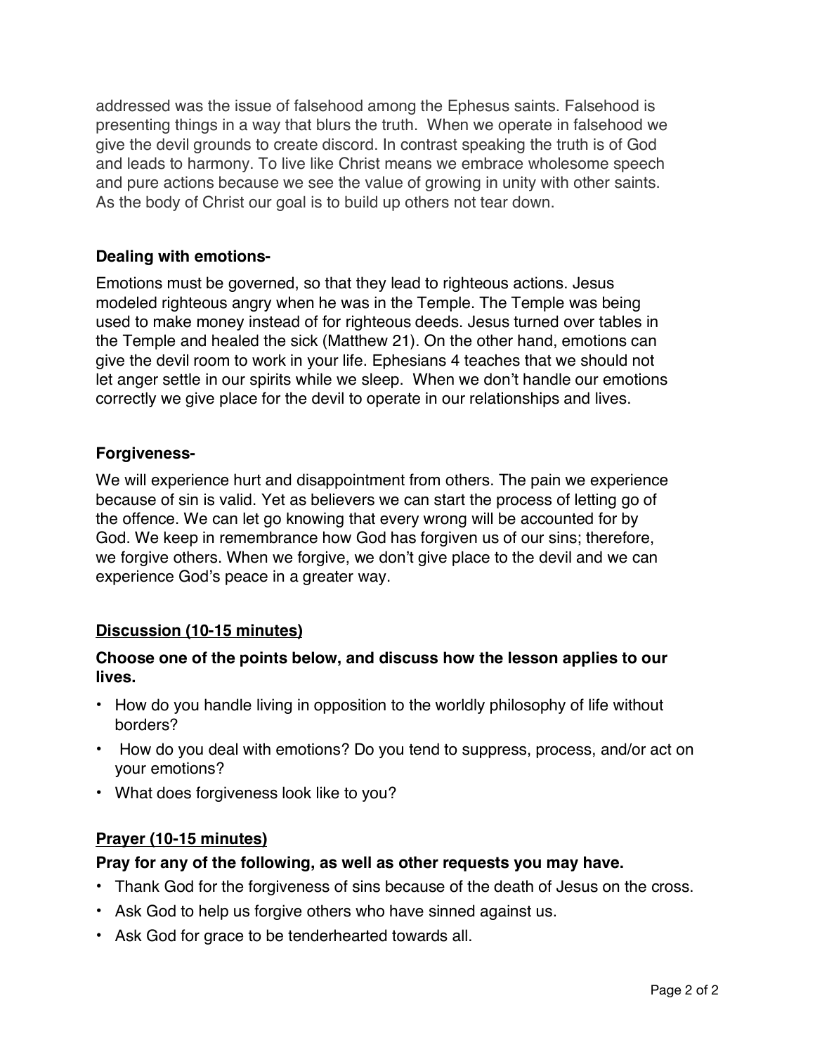addressed was the issue of falsehood among the Ephesus saints. Falsehood is presenting things in a way that blurs the truth.  When we operate in falsehood we give the devil grounds to create discord. In contrast speaking the truth is of God and leads to harmony. To live like Christ means we embrace wholesome speech and pure actions because we see the value of growing in unity with other saints. As the body of Christ our goal is to build up others not tear down.

**Dealing with emotions-**

Emotions must be governed, so that they lead to righteous actions. Jesus modeled righteous angry when he was in the Temple. The Temple was being used to make money instead of for righteous deeds. Jesus turned over tables in the Temple and healed the sick (Matthew 21). On the other hand, emotions can give the devil room to work in your life. Ephesians 4 teaches that we should not let anger settle in our spirits while we sleep.  When we don't handle our emotions correctly we give place for the devil to operate in our relationships and lives.

**Forgiveness-**

We will experience hurt and disappointment from others. The pain we experience because of sin is valid. Yet as believers we can start the process of letting go of the offence. We can let go knowing that every wrong will be accounted for by God. We keep in remembrance how God has forgiven us of our sins; therefore, we forgive others. When we forgive, we don't give place to the devil and we can experience God's peace in a greater way.

## Discussion (10-15 minutes)

**Choose one of the points below, and discuss how the lesson applies to our lives.**

- How do you handle living in opposition to the worldly philosophy of life without borders?
- How do you deal with emotions? Do you tend to suppress, process, and/or act on your emotions?
- What does forgiveness look like to you?

## Prayer (10-15 minutes)

**Pray for any of the following, as well as other requests you may have.**

- Thank God for the forgiveness of sins because of the death of Jesus on the cross.
- Ask God to help us forgive others who have sinned against us.
- Ask God for grace to be tenderhearted towards all.